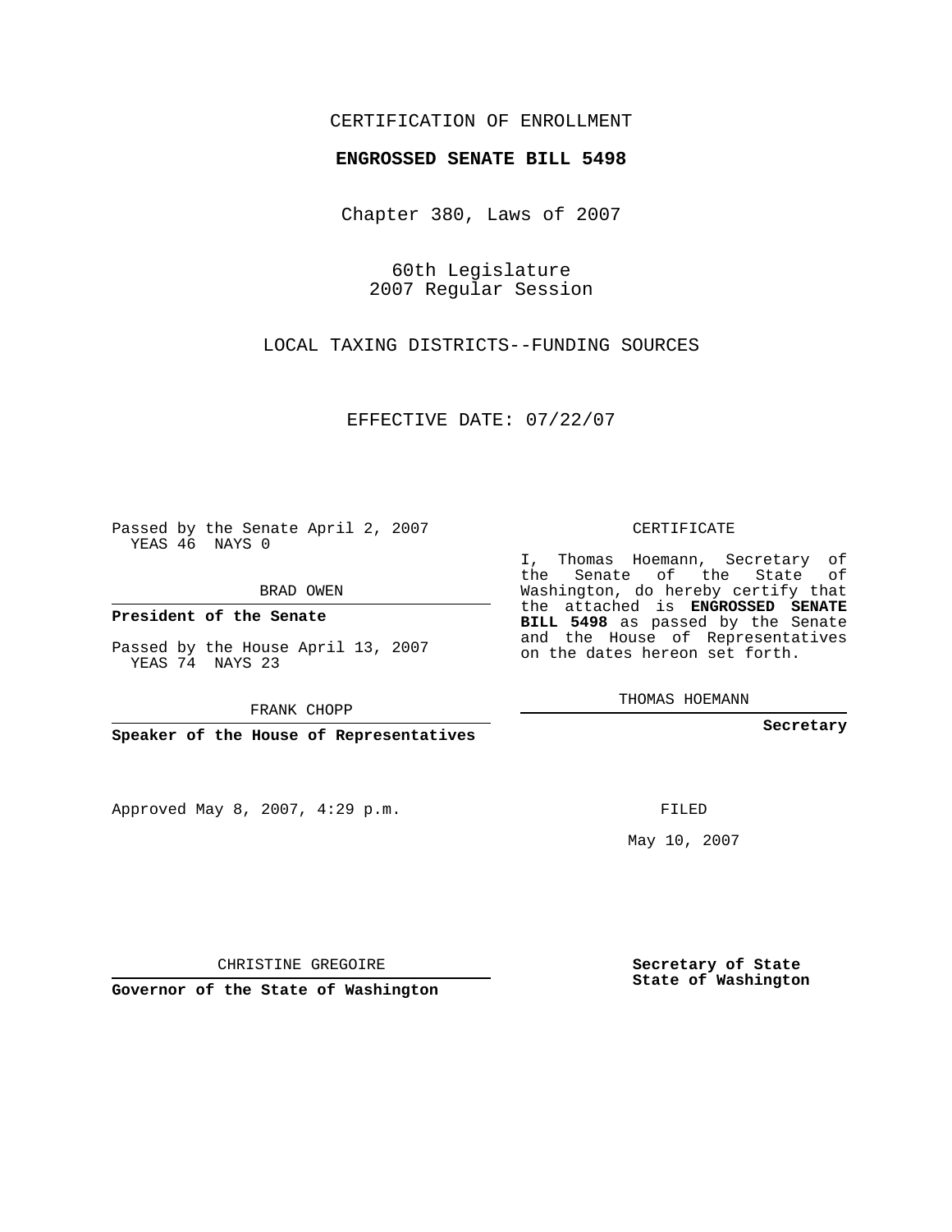CERTIFICATION OF ENROLLMENT

**ENGROSSED SENATE BILL 5498**

Chapter 380, Laws of 2007

60th Legislature
2007 Regular Session

LOCAL TAXING DISTRICTS--FUNDING SOURCES

EFFECTIVE DATE: 07/22/07

Passed by the Senate April 2, 2007
YEAS 46 NAYS 0

BRAD OWEN

**President of the Senate**

Passed by the House April 13, 2007
YEAS 74 NAYS 23

FRANK CHOPP

**Speaker of the House of Representatives**

Approved May 8, 2007, 4:29 p.m.

CHRISTINE GREGOIRE

**Governor of the State of Washington**

CERTIFICATE

I, Thomas Hoemann, Secretary of the Senate of the State of Washington, do hereby certify that the attached is **ENGROSSED SENATE BILL 5498** as passed by the Senate and the House of Representatives on the dates hereon set forth.

THOMAS HOEMANN

**Secretary**

FILED

May 10, 2007

**Secretary of State**
**State of Washington**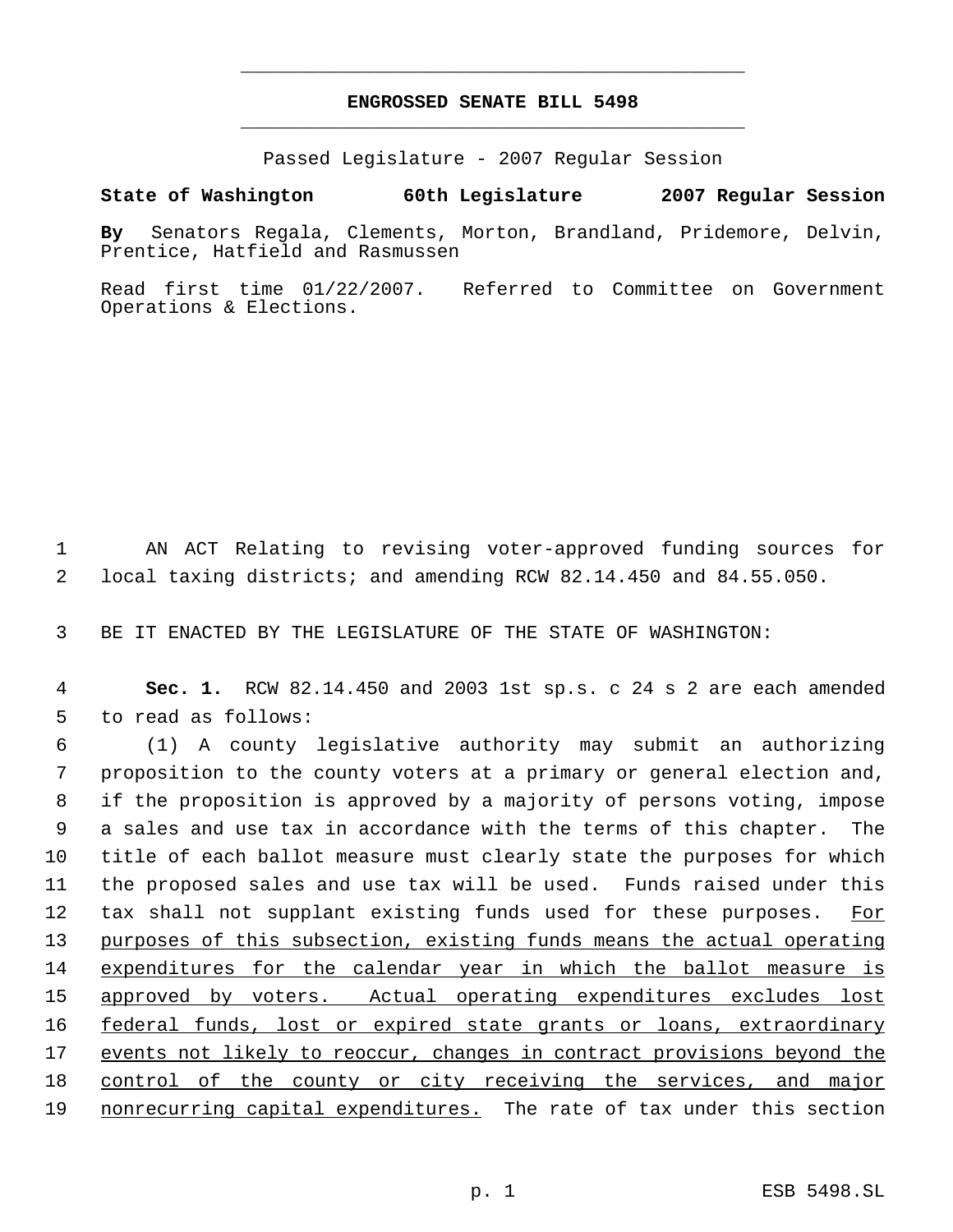# ENGROSSED SENATE BILL 5498

Passed Legislature - 2007 Regular Session

**State of Washington 60th Legislature 2007 Regular Session**

**By** Senators Regala, Clements, Morton, Brandland, Pridemore, Delvin, Prentice, Hatfield and Rasmussen

Read first time 01/22/2007. Referred to Committee on Government Operations & Elections.

AN ACT Relating to revising voter-approved funding sources for local taxing districts; and amending RCW 82.14.450 and 84.55.050.

BE IT ENACTED BY THE LEGISLATURE OF THE STATE OF WASHINGTON:

**Sec. 1.** RCW 82.14.450 and 2003 1st sp.s. c 24 s 2 are each amended to read as follows:

(1) A county legislative authority may submit an authorizing proposition to the county voters at a primary or general election and, if the proposition is approved by a majority of persons voting, impose a sales and use tax in accordance with the terms of this chapter. The title of each ballot measure must clearly state the purposes for which the proposed sales and use tax will be used. Funds raised under this tax shall not supplant existing funds used for these purposes. <u>For purposes of this subsection, existing funds means the actual operating expenditures for the calendar year in which the ballot measure is approved by voters. Actual operating expenditures excludes lost federal funds, lost or expired state grants or loans, extraordinary events not likely to reoccur, changes in contract provisions beyond the control of the county or city receiving the services, and major nonrecurring capital expenditures.</u> The rate of tax under this section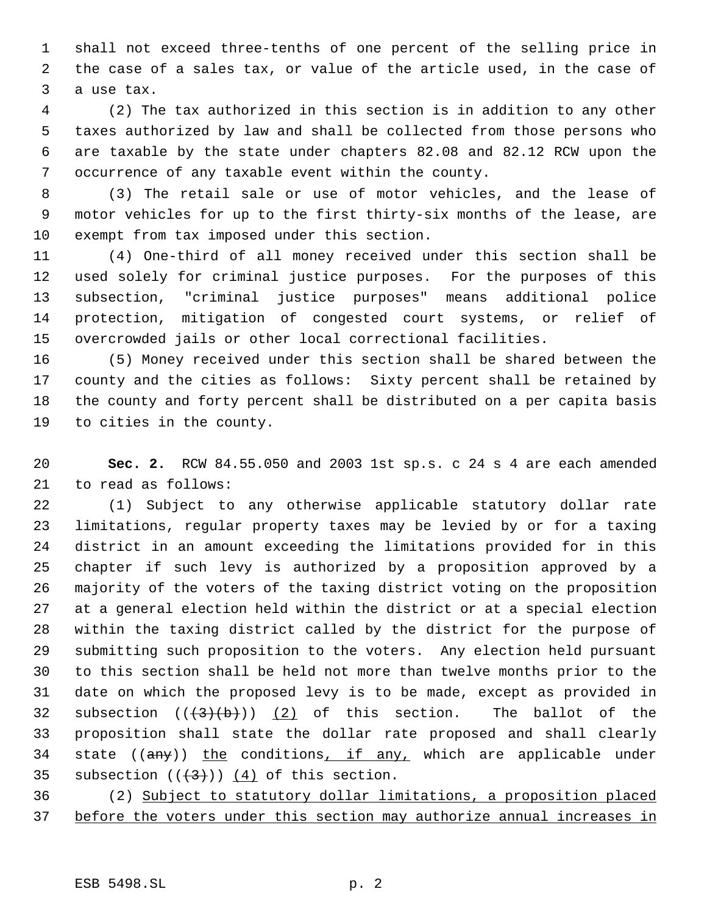shall not exceed three-tenths of one percent of the selling price in the case of a sales tax, or value of the article used, in the case of a use tax.

(2) The tax authorized in this section is in addition to any other taxes authorized by law and shall be collected from those persons who are taxable by the state under chapters 82.08 and 82.12 RCW upon the occurrence of any taxable event within the county.

(3) The retail sale or use of motor vehicles, and the lease of motor vehicles for up to the first thirty-six months of the lease, are exempt from tax imposed under this section.

(4) One-third of all money received under this section shall be used solely for criminal justice purposes. For the purposes of this subsection, "criminal justice purposes" means additional police protection, mitigation of congested court systems, or relief of overcrowded jails or other local correctional facilities.

(5) Money received under this section shall be shared between the county and the cities as follows: Sixty percent shall be retained by the county and forty percent shall be distributed on a per capita basis to cities in the county.

**Sec. 2.** RCW 84.55.050 and 2003 1st sp.s. c 24 s 4 are each amended to read as follows:

(1) Subject to any otherwise applicable statutory dollar rate limitations, regular property taxes may be levied by or for a taxing district in an amount exceeding the limitations provided for in this chapter if such levy is authorized by a proposition approved by a majority of the voters of the taxing district voting on the proposition at a general election held within the district or at a special election within the taxing district called by the district for the purpose of submitting such proposition to the voters. Any election held pursuant to this section shall be held not more than twelve months prior to the date on which the proposed levy is to be made, except as provided in subsection ((~~(3)(b)~~)) <u>(2)</u> of this section. The ballot of the proposition shall state the dollar rate proposed and shall clearly state ((~~any~~)) <u>the</u> conditions<u>, if any,</u> which are applicable under subsection ((~~(3)~~)) <u>(4)</u> of this section.

(2) <u>Subject to statutory dollar limitations, a proposition placed before the voters under this section may authorize annual increases in</u>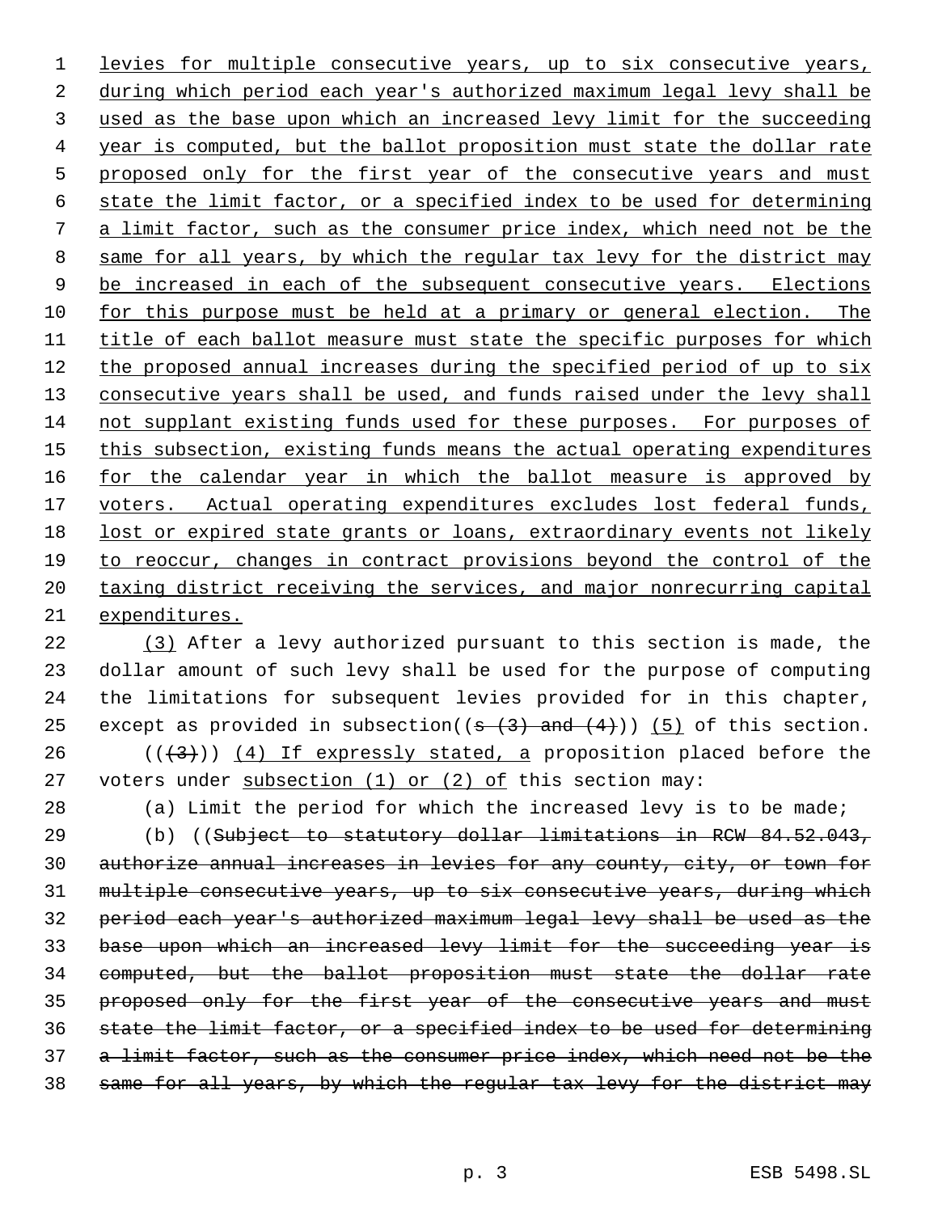levies for multiple consecutive years, up to six consecutive years, during which period each year's authorized maximum legal levy shall be used as the base upon which an increased levy limit for the succeeding year is computed, but the ballot proposition must state the dollar rate proposed only for the first year of the consecutive years and must state the limit factor, or a specified index to be used for determining a limit factor, such as the consumer price index, which need not be the same for all years, by which the regular tax levy for the district may be increased in each of the subsequent consecutive years. Elections for this purpose must be held at a primary or general election. The title of each ballot measure must state the specific purposes for which the proposed annual increases during the specified period of up to six consecutive years shall be used, and funds raised under the levy shall not supplant existing funds used for these purposes. For purposes of this subsection, existing funds means the actual operating expenditures for the calendar year in which the ballot measure is approved by voters. Actual operating expenditures excludes lost federal funds, lost or expired state grants or loans, extraordinary events not likely to reoccur, changes in contract provisions beyond the control of the taxing district receiving the services, and major nonrecurring capital expenditures.

(3) After a levy authorized pursuant to this section is made, the dollar amount of such levy shall be used for the purpose of computing the limitations for subsequent levies provided for in this chapter, except as provided in subsection((s (3) and (4))) (5) of this section.

(((3))) (4) If expressly stated, a proposition placed before the voters under subsection (1) or (2) of this section may:

(a) Limit the period for which the increased levy is to be made;

(b) ((Subject to statutory dollar limitations in RCW 84.52.043, authorize annual increases in levies for any county, city, or town for multiple consecutive years, up to six consecutive years, during which period each year's authorized maximum legal levy shall be used as the base upon which an increased levy limit for the succeeding year is computed, but the ballot proposition must state the dollar rate proposed only for the first year of the consecutive years and must state the limit factor, or a specified index to be used for determining a limit factor, such as the consumer price index, which need not be the same for all years, by which the regular tax levy for the district may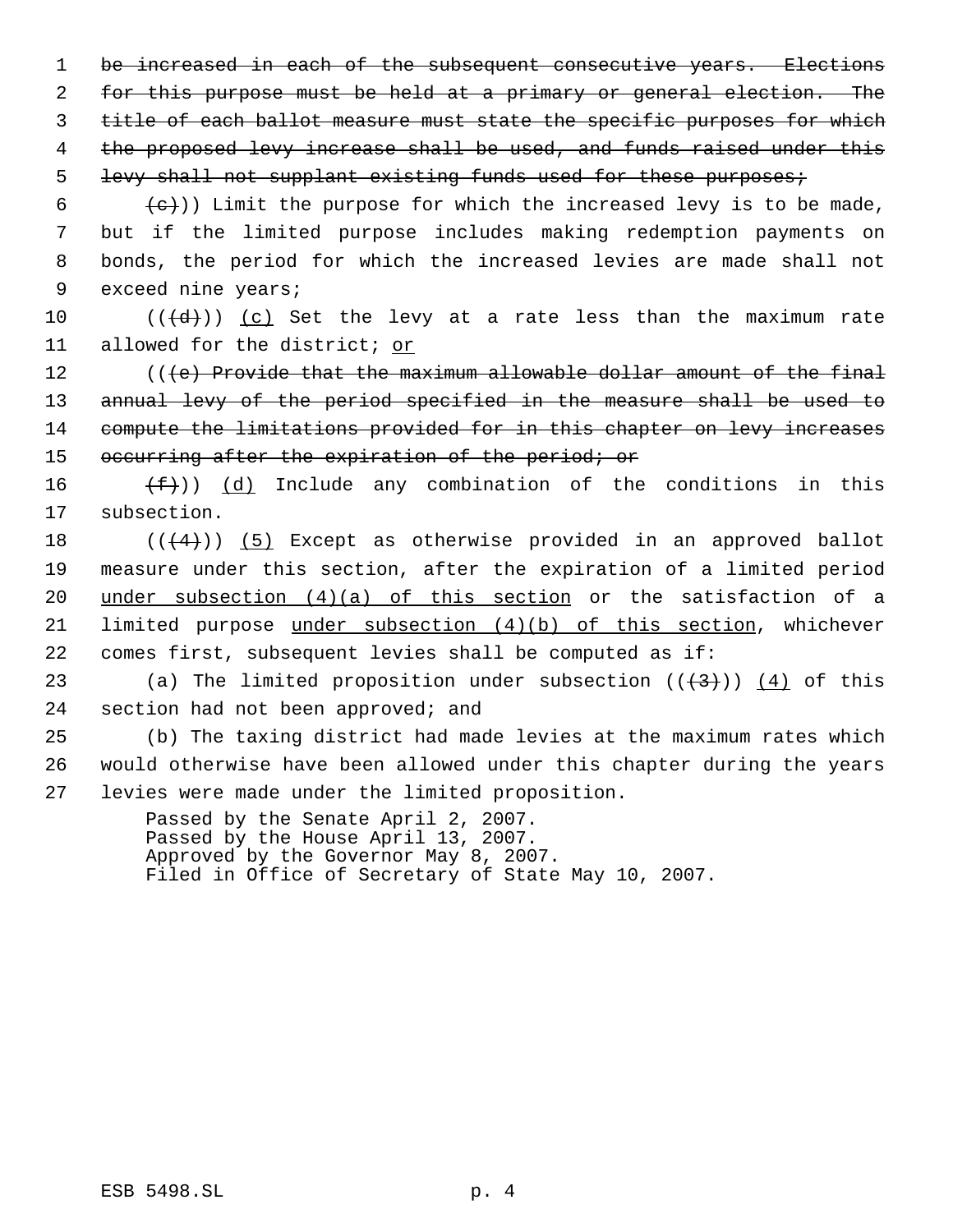~~be increased in each of the subsequent consecutive years. Elections for this purpose must be held at a primary or general election. The title of each ballot measure must state the specific purposes for which the proposed levy increase shall be used, and funds raised under this levy shall not supplant existing funds used for these purposes;~~

~~(c)~~)) Limit the purpose for which the increased levy is to be made, but if the limited purpose includes making redemption payments on bonds, the period for which the increased levies are made shall not exceed nine years;

((~~(d)~~)) <u>(c)</u> Set the levy at a rate less than the maximum rate allowed for the district; <u>or</u>

((~~(e) Provide that the maximum allowable dollar amount of the final annual levy of the period specified in the measure shall be used to compute the limitations provided for in this chapter on levy increases occurring after the expiration of the period; or~~

~~(f)~~)) <u>(d)</u> Include any combination of the conditions in this subsection.

((~~(4)~~)) <u>(5)</u> Except as otherwise provided in an approved ballot measure under this section, after the expiration of a limited period <u>under subsection (4)(a) of this section</u> or the satisfaction of a limited purpose <u>under subsection (4)(b) of this section</u>, whichever comes first, subsequent levies shall be computed as if:

(a) The limited proposition under subsection ((~~(3)~~)) <u>(4)</u> of this section had not been approved; and

(b) The taxing district had made levies at the maximum rates which would otherwise have been allowed under this chapter during the years levies were made under the limited proposition.

Passed by the Senate April 2, 2007.
Passed by the House April 13, 2007.
Approved by the Governor May 8, 2007.
Filed in Office of Secretary of State May 10, 2007.